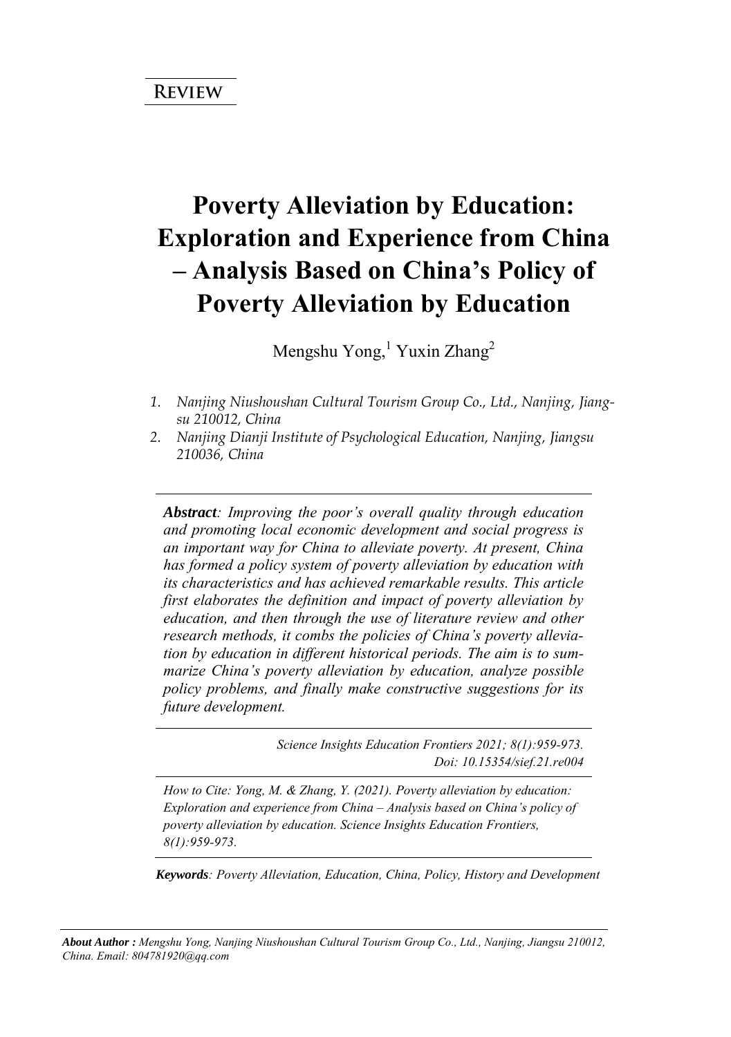**Review**

# Poverty Alleviation by Education: Exploration and Experience from China – Analysis Based on China's Policy of Poverty Alleviation by Education

Mengshu Yong,[1] Yuxin Zhang[2]

1. *Nanjing Niushoushan Cultural Tourism Group Co., Ltd., Nanjing, Jiangsu 210012, China*
2. *Nanjing Dianji Institute of Psychological Education, Nanjing, Jiangsu 210036, China*

---

***Abstract**: Improving the poor's overall quality through education and promoting local economic development and social progress is an important way for China to alleviate poverty. At present, China has formed a policy system of poverty alleviation by education with its characteristics and has achieved remarkable results. This article first elaborates the definition and impact of poverty alleviation by education, and then through the use of literature review and other research methods, it combs the policies of China's poverty alleviation by education in different historical periods. The aim is to summarize China's poverty alleviation by education, analyze possible policy problems, and finally make constructive suggestions for its future development.*

---

*Science Insights Education Frontiers 2021; 8(1):959-973.*
*Doi: 10.15354/sief.21.re004*

---

*How to Cite: Yong, M. & Zhang, Y. (2021). Poverty alleviation by education: Exploration and experience from China – Analysis based on China's policy of poverty alleviation by education. Science Insights Education Frontiers, 8(1):959-973.*

---

***Keywords**: Poverty Alleviation, Education, China, Policy, History and Development*

---

***About Author :** Mengshu Yong, Nanjing Niushoushan Cultural Tourism Group Co., Ltd., Nanjing, Jiangsu 210012, China. Email: 804781920@qq.com*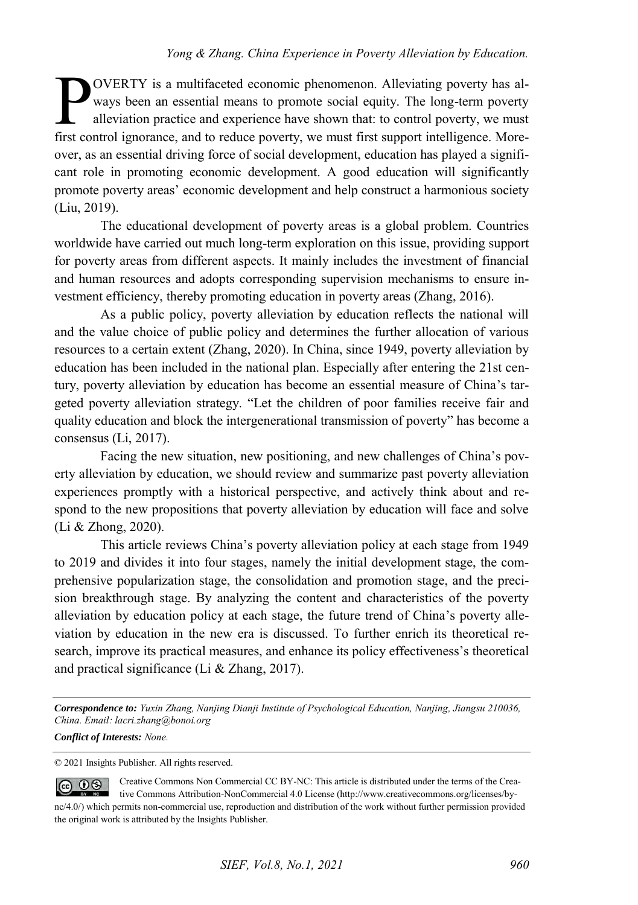POVERTY is a multifaceted economic phenomenon. Alleviating poverty has always been an essential means to promote social equity. The long-term poverty alleviation practice and experience have shown that: to control poverty, we must first control ignorance, and to reduce poverty, we must first support intelligence. Moreover, as an essential driving force of social development, education has played a significant role in promoting economic development. A good education will significantly promote poverty areas' economic development and help construct a harmonious society (Liu, 2019).

The educational development of poverty areas is a global problem. Countries worldwide have carried out much long-term exploration on this issue, providing support for poverty areas from different aspects. It mainly includes the investment of financial and human resources and adopts corresponding supervision mechanisms to ensure investment efficiency, thereby promoting education in poverty areas (Zhang, 2016).

As a public policy, poverty alleviation by education reflects the national will and the value choice of public policy and determines the further allocation of various resources to a certain extent (Zhang, 2020). In China, since 1949, poverty alleviation by education has been included in the national plan. Especially after entering the 21st century, poverty alleviation by education has become an essential measure of China's targeted poverty alleviation strategy. "Let the children of poor families receive fair and quality education and block the intergenerational transmission of poverty" has become a consensus (Li, 2017).

Facing the new situation, new positioning, and new challenges of China's poverty alleviation by education, we should review and summarize past poverty alleviation experiences promptly with a historical perspective, and actively think about and respond to the new propositions that poverty alleviation by education will face and solve (Li & Zhong, 2020).

This article reviews China's poverty alleviation policy at each stage from 1949 to 2019 and divides it into four stages, namely the initial development stage, the comprehensive popularization stage, the consolidation and promotion stage, and the precision breakthrough stage. By analyzing the content and characteristics of the poverty alleviation by education policy at each stage, the future trend of China's poverty alleviation by education in the new era is discussed. To further enrich its theoretical research, improve its practical measures, and enhance its policy effectiveness's theoretical and practical significance (Li & Zhang, 2017).

---

***Correspondence to:*** *Yuxin Zhang, Nanjing Dianji Institute of Psychological Education, Nanjing, Jiangsu 210036, China. Email: lacri.zhang@bonoi.org*

***Conflict of Interests:*** *None.*

© 2021 Insights Publisher. All rights reserved.

Creative Commons Non Commercial CC BY-NC: This article is distributed under the terms of the Creative Commons Attribution-NonCommercial 4.0 License (http://www.creativecommons.org/licenses/by-nc/4.0/) which permits non-commercial use, reproduction and distribution of the work without further permission provided the original work is attributed by the Insights Publisher.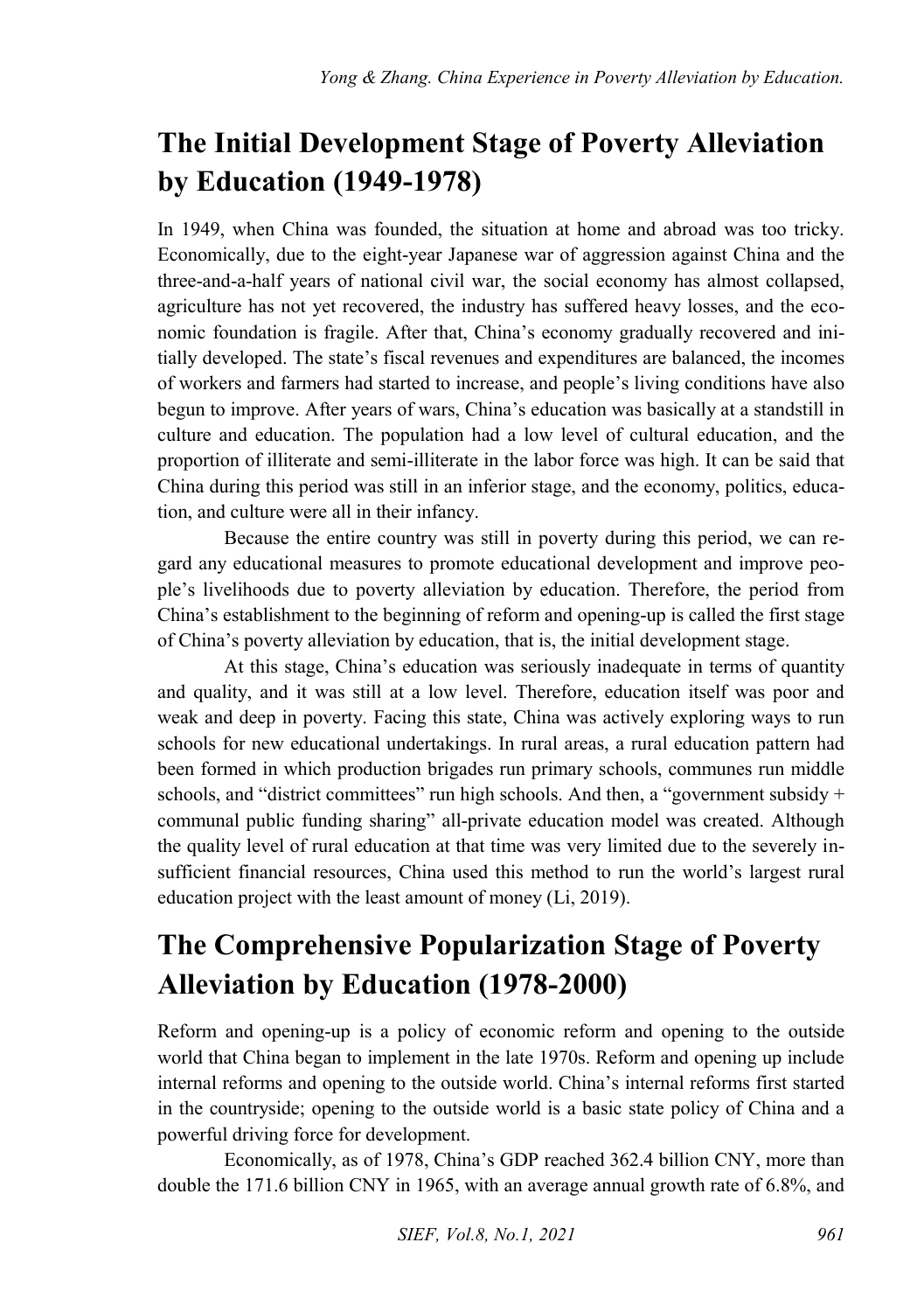## The Initial Development Stage of Poverty Alleviation by Education (1949-1978)

In 1949, when China was founded, the situation at home and abroad was too tricky. Economically, due to the eight-year Japanese war of aggression against China and the three-and-a-half years of national civil war, the social economy has almost collapsed, agriculture has not yet recovered, the industry has suffered heavy losses, and the economic foundation is fragile. After that, China's economy gradually recovered and initially developed. The state's fiscal revenues and expenditures are balanced, the incomes of workers and farmers had started to increase, and people's living conditions have also begun to improve. After years of wars, China's education was basically at a standstill in culture and education. The population had a low level of cultural education, and the proportion of illiterate and semi-illiterate in the labor force was high. It can be said that China during this period was still in an inferior stage, and the economy, politics, education, and culture were all in their infancy.

Because the entire country was still in poverty during this period, we can regard any educational measures to promote educational development and improve people's livelihoods due to poverty alleviation by education. Therefore, the period from China's establishment to the beginning of reform and opening-up is called the first stage of China's poverty alleviation by education, that is, the initial development stage.

At this stage, China's education was seriously inadequate in terms of quantity and quality, and it was still at a low level. Therefore, education itself was poor and weak and deep in poverty. Facing this state, China was actively exploring ways to run schools for new educational undertakings. In rural areas, a rural education pattern had been formed in which production brigades run primary schools, communes run middle schools, and "district committees" run high schools. And then, a "government subsidy + communal public funding sharing" all-private education model was created. Although the quality level of rural education at that time was very limited due to the severely insufficient financial resources, China used this method to run the world's largest rural education project with the least amount of money (Li, 2019).

## The Comprehensive Popularization Stage of Poverty Alleviation by Education (1978-2000)

Reform and opening-up is a policy of economic reform and opening to the outside world that China began to implement in the late 1970s. Reform and opening up include internal reforms and opening to the outside world. China's internal reforms first started in the countryside; opening to the outside world is a basic state policy of China and a powerful driving force for development.

Economically, as of 1978, China's GDP reached 362.4 billion CNY, more than double the 171.6 billion CNY in 1965, with an average annual growth rate of 6.8%, and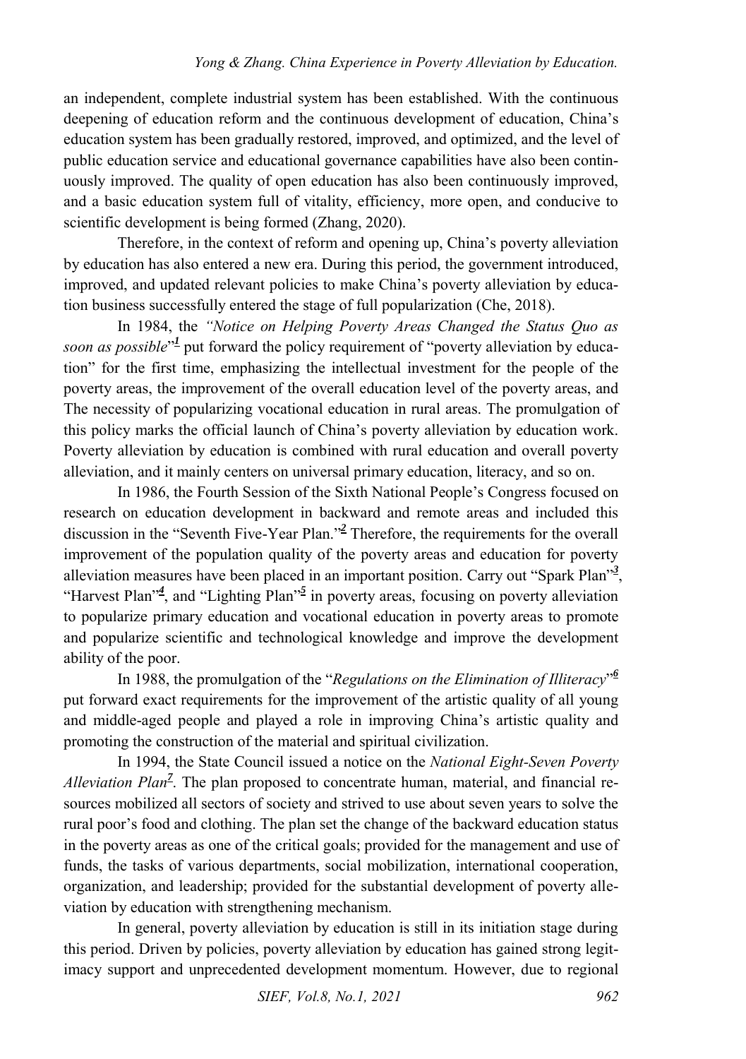an independent, complete industrial system has been established. With the continuous deepening of education reform and the continuous development of education, China's education system has been gradually restored, improved, and optimized, and the level of public education service and educational governance capabilities have also been continuously improved. The quality of open education has also been continuously improved, and a basic education system full of vitality, efficiency, more open, and conducive to scientific development is being formed (Zhang, 2020).

Therefore, in the context of reform and opening up, China's poverty alleviation by education has also entered a new era. During this period, the government introduced, improved, and updated relevant policies to make China's poverty alleviation by education business successfully entered the stage of full popularization (Che, 2018).

In 1984, the *"Notice on Helping Poverty Areas Changed the Status Quo as soon as possible*"[1] put forward the policy requirement of "poverty alleviation by education" for the first time, emphasizing the intellectual investment for the people of the poverty areas, the improvement of the overall education level of the poverty areas, and The necessity of popularizing vocational education in rural areas. The promulgation of this policy marks the official launch of China's poverty alleviation by education work. Poverty alleviation by education is combined with rural education and overall poverty alleviation, and it mainly centers on universal primary education, literacy, and so on.

In 1986, the Fourth Session of the Sixth National People's Congress focused on research on education development in backward and remote areas and included this discussion in the "Seventh Five-Year Plan."[2] Therefore, the requirements for the overall improvement of the population quality of the poverty areas and education for poverty alleviation measures have been placed in an important position. Carry out "Spark Plan"[3], "Harvest Plan"[4], and "Lighting Plan"[5] in poverty areas, focusing on poverty alleviation to popularize primary education and vocational education in poverty areas to promote and popularize scientific and technological knowledge and improve the development ability of the poor.

In 1988, the promulgation of the "*Regulations on the Elimination of Illiteracy*"[6] put forward exact requirements for the improvement of the artistic quality of all young and middle-aged people and played a role in improving China's artistic quality and promoting the construction of the material and spiritual civilization.

In 1994, the State Council issued a notice on the *National Eight-Seven Poverty Alleviation Plan*[7]. The plan proposed to concentrate human, material, and financial resources mobilized all sectors of society and strived to use about seven years to solve the rural poor's food and clothing. The plan set the change of the backward education status in the poverty areas as one of the critical goals; provided for the management and use of funds, the tasks of various departments, social mobilization, international cooperation, organization, and leadership; provided for the substantial development of poverty alleviation by education with strengthening mechanism.

In general, poverty alleviation by education is still in its initiation stage during this period. Driven by policies, poverty alleviation by education has gained strong legitimacy support and unprecedented development momentum. However, due to regional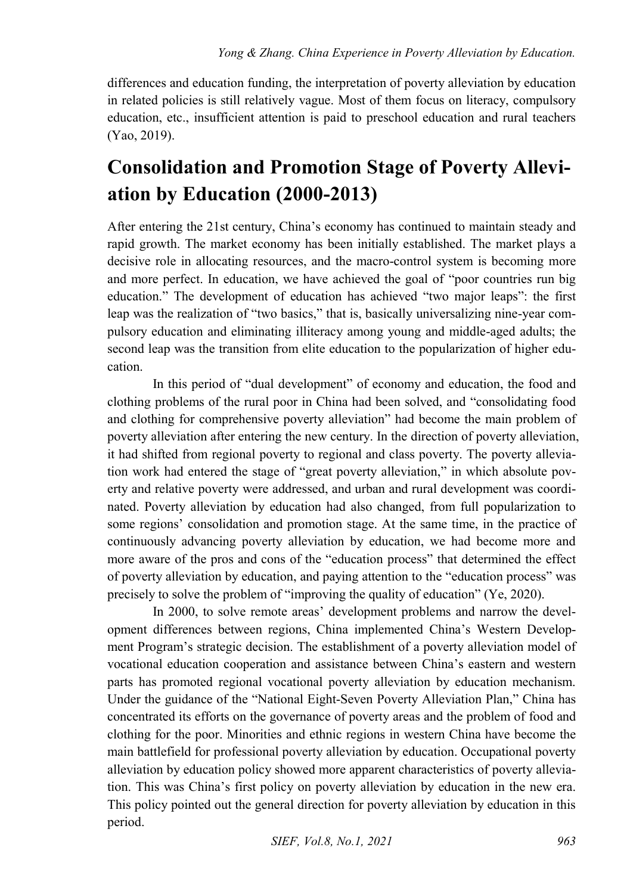differences and education funding, the interpretation of poverty alleviation by education in related policies is still relatively vague. Most of them focus on literacy, compulsory education, etc., insufficient attention is paid to preschool education and rural teachers (Yao, 2019).

## Consolidation and Promotion Stage of Poverty Alleviation by Education (2000-2013)

After entering the 21st century, China's economy has continued to maintain steady and rapid growth. The market economy has been initially established. The market plays a decisive role in allocating resources, and the macro-control system is becoming more and more perfect. In education, we have achieved the goal of "poor countries run big education." The development of education has achieved "two major leaps": the first leap was the realization of "two basics," that is, basically universalizing nine-year compulsory education and eliminating illiteracy among young and middle-aged adults; the second leap was the transition from elite education to the popularization of higher education.

In this period of "dual development" of economy and education, the food and clothing problems of the rural poor in China had been solved, and "consolidating food and clothing for comprehensive poverty alleviation" had become the main problem of poverty alleviation after entering the new century. In the direction of poverty alleviation, it had shifted from regional poverty to regional and class poverty. The poverty alleviation work had entered the stage of "great poverty alleviation," in which absolute poverty and relative poverty were addressed, and urban and rural development was coordinated. Poverty alleviation by education had also changed, from full popularization to some regions' consolidation and promotion stage. At the same time, in the practice of continuously advancing poverty alleviation by education, we had become more and more aware of the pros and cons of the "education process" that determined the effect of poverty alleviation by education, and paying attention to the "education process" was precisely to solve the problem of "improving the quality of education" (Ye, 2020).

In 2000, to solve remote areas' development problems and narrow the development differences between regions, China implemented China's Western Development Program's strategic decision. The establishment of a poverty alleviation model of vocational education cooperation and assistance between China's eastern and western parts has promoted regional vocational poverty alleviation by education mechanism. Under the guidance of the "National Eight-Seven Poverty Alleviation Plan," China has concentrated its efforts on the governance of poverty areas and the problem of food and clothing for the poor. Minorities and ethnic regions in western China have become the main battlefield for professional poverty alleviation by education. Occupational poverty alleviation by education policy showed more apparent characteristics of poverty alleviation. This was China's first policy on poverty alleviation by education in the new era. This policy pointed out the general direction for poverty alleviation by education in this period.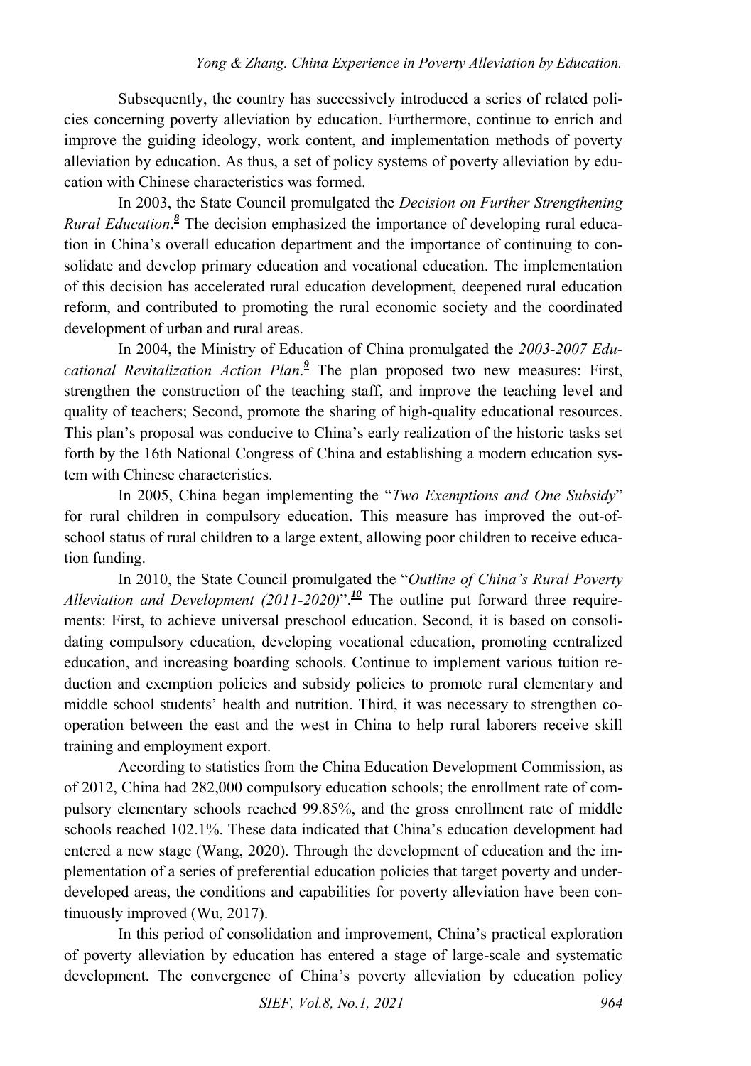Subsequently, the country has successively introduced a series of related policies concerning poverty alleviation by education. Furthermore, continue to enrich and improve the guiding ideology, work content, and implementation methods of poverty alleviation by education. As thus, a set of policy systems of poverty alleviation by education with Chinese characteristics was formed.

In 2003, the State Council promulgated the *Decision on Further Strengthening Rural Education*.[8] The decision emphasized the importance of developing rural education in China's overall education department and the importance of continuing to consolidate and develop primary education and vocational education. The implementation of this decision has accelerated rural education development, deepened rural education reform, and contributed to promoting the rural economic society and the coordinated development of urban and rural areas.

In 2004, the Ministry of Education of China promulgated the *2003-2007 Educational Revitalization Action Plan*.[9] The plan proposed two new measures: First, strengthen the construction of the teaching staff, and improve the teaching level and quality of teachers; Second, promote the sharing of high-quality educational resources. This plan's proposal was conducive to China's early realization of the historic tasks set forth by the 16th National Congress of China and establishing a modern education system with Chinese characteristics.

In 2005, China began implementing the "*Two Exemptions and One Subsidy*" for rural children in compulsory education. This measure has improved the out-of-school status of rural children to a large extent, allowing poor children to receive education funding.

In 2010, the State Council promulgated the "*Outline of China's Rural Poverty Alleviation and Development (2011-2020)*".[10] The outline put forward three requirements: First, to achieve universal preschool education. Second, it is based on consolidating compulsory education, developing vocational education, promoting centralized education, and increasing boarding schools. Continue to implement various tuition reduction and exemption policies and subsidy policies to promote rural elementary and middle school students' health and nutrition. Third, it was necessary to strengthen cooperation between the east and the west in China to help rural laborers receive skill training and employment export.

According to statistics from the China Education Development Commission, as of 2012, China had 282,000 compulsory education schools; the enrollment rate of compulsory elementary schools reached 99.85%, and the gross enrollment rate of middle schools reached 102.1%. These data indicated that China's education development had entered a new stage (Wang, 2020). Through the development of education and the implementation of a series of preferential education policies that target poverty and underdeveloped areas, the conditions and capabilities for poverty alleviation have been continuously improved (Wu, 2017).

In this period of consolidation and improvement, China's practical exploration of poverty alleviation by education has entered a stage of large-scale and systematic development. The convergence of China's poverty alleviation by education policy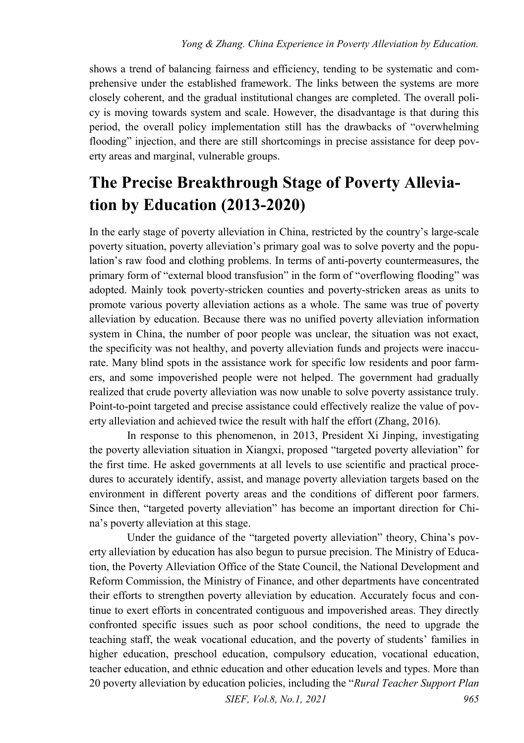shows a trend of balancing fairness and efficiency, tending to be systematic and comprehensive under the established framework. The links between the systems are more closely coherent, and the gradual institutional changes are completed. The overall policy is moving towards system and scale. However, the disadvantage is that during this period, the overall policy implementation still has the drawbacks of "overwhelming flooding" injection, and there are still shortcomings in precise assistance for deep poverty areas and marginal, vulnerable groups.

# The Precise Breakthrough Stage of Poverty Alleviation by Education (2013-2020)

In the early stage of poverty alleviation in China, restricted by the country's large-scale poverty situation, poverty alleviation's primary goal was to solve poverty and the population's raw food and clothing problems. In terms of anti-poverty countermeasures, the primary form of "external blood transfusion" in the form of "overflowing flooding" was adopted. Mainly took poverty-stricken counties and poverty-stricken areas as units to promote various poverty alleviation actions as a whole. The same was true of poverty alleviation by education. Because there was no unified poverty alleviation information system in China, the number of poor people was unclear, the situation was not exact, the specificity was not healthy, and poverty alleviation funds and projects were inaccurate. Many blind spots in the assistance work for specific low residents and poor farmers, and some impoverished people were not helped. The government had gradually realized that crude poverty alleviation was now unable to solve poverty assistance truly. Point-to-point targeted and precise assistance could effectively realize the value of poverty alleviation and achieved twice the result with half the effort (Zhang, 2016).

In response to this phenomenon, in 2013, President Xi Jinping, investigating the poverty alleviation situation in Xiangxi, proposed "targeted poverty alleviation" for the first time. He asked governments at all levels to use scientific and practical procedures to accurately identify, assist, and manage poverty alleviation targets based on the environment in different poverty areas and the conditions of different poor farmers. Since then, "targeted poverty alleviation" has become an important direction for China's poverty alleviation at this stage.

Under the guidance of the "targeted poverty alleviation" theory, China's poverty alleviation by education has also begun to pursue precision. The Ministry of Education, the Poverty Alleviation Office of the State Council, the National Development and Reform Commission, the Ministry of Finance, and other departments have concentrated their efforts to strengthen poverty alleviation by education. Accurately focus and continue to exert efforts in concentrated contiguous and impoverished areas. They directly confronted specific issues such as poor school conditions, the need to upgrade the teaching staff, the weak vocational education, and the poverty of students' families in higher education, preschool education, compulsory education, vocational education, teacher education, and ethnic education and other education levels and types. More than 20 poverty alleviation by education policies, including the "*Rural Teacher Support Plan*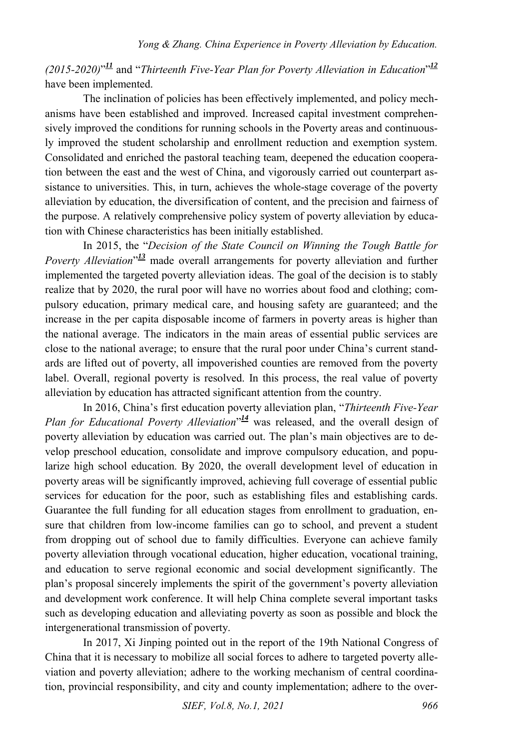*(2015-2020)*"[11] and "*Thirteenth Five-Year Plan for Poverty Alleviation in Education*"[12] have been implemented.

The inclination of policies has been effectively implemented, and policy mechanisms have been established and improved. Increased capital investment comprehensively improved the conditions for running schools in the Poverty areas and continuously improved the student scholarship and enrollment reduction and exemption system. Consolidated and enriched the pastoral teaching team, deepened the education cooperation between the east and the west of China, and vigorously carried out counterpart assistance to universities. This, in turn, achieves the whole-stage coverage of the poverty alleviation by education, the diversification of content, and the precision and fairness of the purpose. A relatively comprehensive policy system of poverty alleviation by education with Chinese characteristics has been initially established.

In 2015, the "*Decision of the State Council on Winning the Tough Battle for Poverty Alleviation*"[13] made overall arrangements for poverty alleviation and further implemented the targeted poverty alleviation ideas. The goal of the decision is to stably realize that by 2020, the rural poor will have no worries about food and clothing; compulsory education, primary medical care, and housing safety are guaranteed; and the increase in the per capita disposable income of farmers in poverty areas is higher than the national average. The indicators in the main areas of essential public services are close to the national average; to ensure that the rural poor under China's current standards are lifted out of poverty, all impoverished counties are removed from the poverty label. Overall, regional poverty is resolved. In this process, the real value of poverty alleviation by education has attracted significant attention from the country.

In 2016, China's first education poverty alleviation plan, "*Thirteenth Five-Year Plan for Educational Poverty Alleviation*"[14] was released, and the overall design of poverty alleviation by education was carried out. The plan's main objectives are to develop preschool education, consolidate and improve compulsory education, and popularize high school education. By 2020, the overall development level of education in poverty areas will be significantly improved, achieving full coverage of essential public services for education for the poor, such as establishing files and establishing cards. Guarantee the full funding for all education stages from enrollment to graduation, ensure that children from low-income families can go to school, and prevent a student from dropping out of school due to family difficulties. Everyone can achieve family poverty alleviation through vocational education, higher education, vocational training, and education to serve regional economic and social development significantly. The plan's proposal sincerely implements the spirit of the government's poverty alleviation and development work conference. It will help China complete several important tasks such as developing education and alleviating poverty as soon as possible and block the intergenerational transmission of poverty.

In 2017, Xi Jinping pointed out in the report of the 19th National Congress of China that it is necessary to mobilize all social forces to adhere to targeted poverty alleviation and poverty alleviation; adhere to the working mechanism of central coordination, provincial responsibility, and city and county implementation; adhere to the over-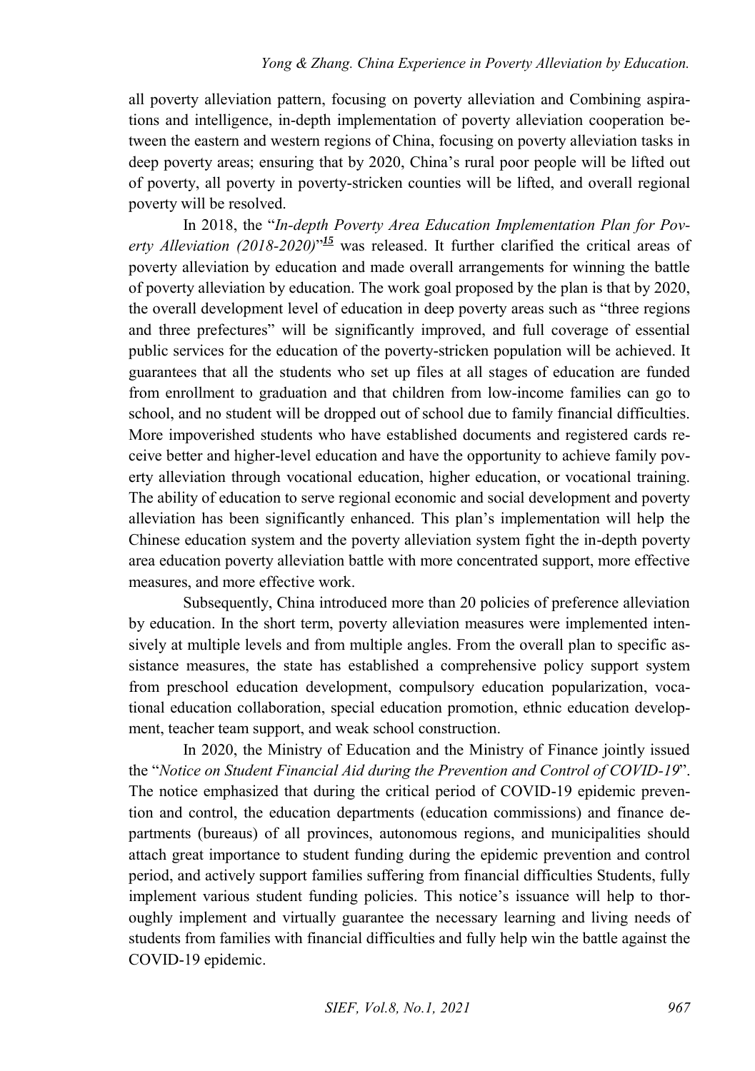all poverty alleviation pattern, focusing on poverty alleviation and Combining aspirations and intelligence, in-depth implementation of poverty alleviation cooperation between the eastern and western regions of China, focusing on poverty alleviation tasks in deep poverty areas; ensuring that by 2020, China's rural poor people will be lifted out of poverty, all poverty in poverty-stricken counties will be lifted, and overall regional poverty will be resolved.

In 2018, the "*In-depth Poverty Area Education Implementation Plan for Poverty Alleviation (2018-2020)*"[15] was released. It further clarified the critical areas of poverty alleviation by education and made overall arrangements for winning the battle of poverty alleviation by education. The work goal proposed by the plan is that by 2020, the overall development level of education in deep poverty areas such as "three regions and three prefectures" will be significantly improved, and full coverage of essential public services for the education of the poverty-stricken population will be achieved. It guarantees that all the students who set up files at all stages of education are funded from enrollment to graduation and that children from low-income families can go to school, and no student will be dropped out of school due to family financial difficulties. More impoverished students who have established documents and registered cards receive better and higher-level education and have the opportunity to achieve family poverty alleviation through vocational education, higher education, or vocational training. The ability of education to serve regional economic and social development and poverty alleviation has been significantly enhanced. This plan's implementation will help the Chinese education system and the poverty alleviation system fight the in-depth poverty area education poverty alleviation battle with more concentrated support, more effective measures, and more effective work.

Subsequently, China introduced more than 20 policies of preference alleviation by education. In the short term, poverty alleviation measures were implemented intensively at multiple levels and from multiple angles. From the overall plan to specific assistance measures, the state has established a comprehensive policy support system from preschool education development, compulsory education popularization, vocational education collaboration, special education promotion, ethnic education development, teacher team support, and weak school construction.

In 2020, the Ministry of Education and the Ministry of Finance jointly issued the "*Notice on Student Financial Aid during the Prevention and Control of COVID-19*". The notice emphasized that during the critical period of COVID-19 epidemic prevention and control, the education departments (education commissions) and finance departments (bureaus) of all provinces, autonomous regions, and municipalities should attach great importance to student funding during the epidemic prevention and control period, and actively support families suffering from financial difficulties Students, fully implement various student funding policies. This notice's issuance will help to thoroughly implement and virtually guarantee the necessary learning and living needs of students from families with financial difficulties and fully help win the battle against the COVID-19 epidemic.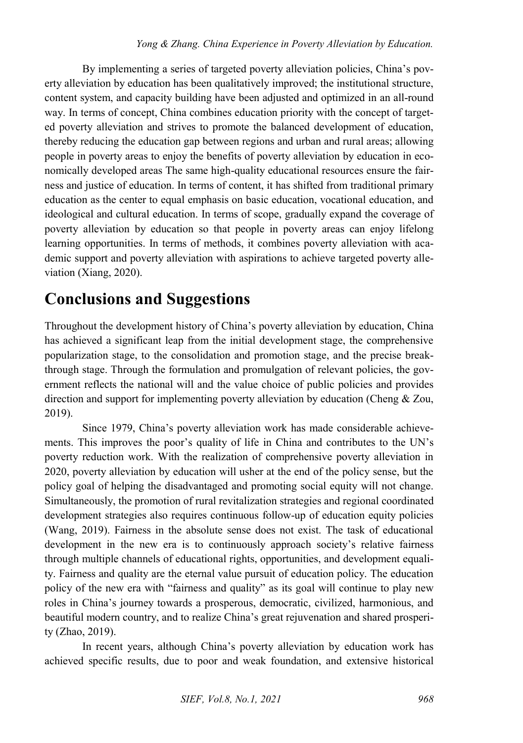By implementing a series of targeted poverty alleviation policies, China's poverty alleviation by education has been qualitatively improved; the institutional structure, content system, and capacity building have been adjusted and optimized in an all-round way. In terms of concept, China combines education priority with the concept of targeted poverty alleviation and strives to promote the balanced development of education, thereby reducing the education gap between regions and urban and rural areas; allowing people in poverty areas to enjoy the benefits of poverty alleviation by education in economically developed areas The same high-quality educational resources ensure the fairness and justice of education. In terms of content, it has shifted from traditional primary education as the center to equal emphasis on basic education, vocational education, and ideological and cultural education. In terms of scope, gradually expand the coverage of poverty alleviation by education so that people in poverty areas can enjoy lifelong learning opportunities. In terms of methods, it combines poverty alleviation with academic support and poverty alleviation with aspirations to achieve targeted poverty alleviation (Xiang, 2020).

# Conclusions and Suggestions

Throughout the development history of China's poverty alleviation by education, China has achieved a significant leap from the initial development stage, the comprehensive popularization stage, to the consolidation and promotion stage, and the precise breakthrough stage. Through the formulation and promulgation of relevant policies, the government reflects the national will and the value choice of public policies and provides direction and support for implementing poverty alleviation by education (Cheng & Zou, 2019).

Since 1979, China's poverty alleviation work has made considerable achievements. This improves the poor's quality of life in China and contributes to the UN's poverty reduction work. With the realization of comprehensive poverty alleviation in 2020, poverty alleviation by education will usher at the end of the policy sense, but the policy goal of helping the disadvantaged and promoting social equity will not change. Simultaneously, the promotion of rural revitalization strategies and regional coordinated development strategies also requires continuous follow-up of education equity policies (Wang, 2019). Fairness in the absolute sense does not exist. The task of educational development in the new era is to continuously approach society's relative fairness through multiple channels of educational rights, opportunities, and development equality. Fairness and quality are the eternal value pursuit of education policy. The education policy of the new era with "fairness and quality" as its goal will continue to play new roles in China's journey towards a prosperous, democratic, civilized, harmonious, and beautiful modern country, and to realize China's great rejuvenation and shared prosperity (Zhao, 2019).

In recent years, although China's poverty alleviation by education work has achieved specific results, due to poor and weak foundation, and extensive historical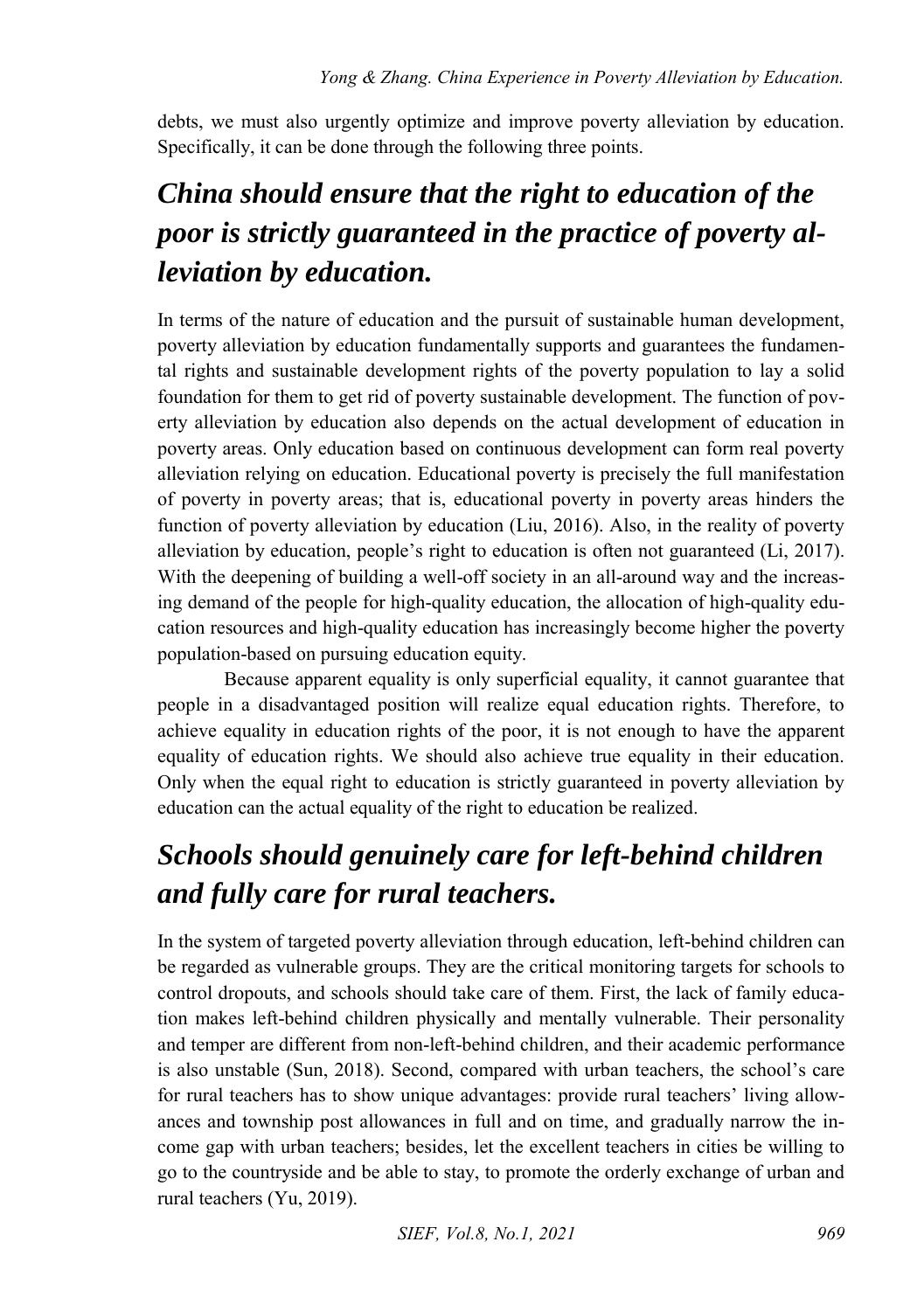debts, we must also urgently optimize and improve poverty alleviation by education. Specifically, it can be done through the following three points.

## *China should ensure that the right to education of the poor is strictly guaranteed in the practice of poverty alleviation by education.*

In terms of the nature of education and the pursuit of sustainable human development, poverty alleviation by education fundamentally supports and guarantees the fundamental rights and sustainable development rights of the poverty population to lay a solid foundation for them to get rid of poverty sustainable development. The function of poverty alleviation by education also depends on the actual development of education in poverty areas. Only education based on continuous development can form real poverty alleviation relying on education. Educational poverty is precisely the full manifestation of poverty in poverty areas; that is, educational poverty in poverty areas hinders the function of poverty alleviation by education (Liu, 2016). Also, in the reality of poverty alleviation by education, people's right to education is often not guaranteed (Li, 2017). With the deepening of building a well-off society in an all-around way and the increasing demand of the people for high-quality education, the allocation of high-quality education resources and high-quality education has increasingly become higher the poverty population-based on pursuing education equity.

Because apparent equality is only superficial equality, it cannot guarantee that people in a disadvantaged position will realize equal education rights. Therefore, to achieve equality in education rights of the poor, it is not enough to have the apparent equality of education rights. We should also achieve true equality in their education. Only when the equal right to education is strictly guaranteed in poverty alleviation by education can the actual equality of the right to education be realized.

## *Schools should genuinely care for left-behind children and fully care for rural teachers.*

In the system of targeted poverty alleviation through education, left-behind children can be regarded as vulnerable groups. They are the critical monitoring targets for schools to control dropouts, and schools should take care of them. First, the lack of family education makes left-behind children physically and mentally vulnerable. Their personality and temper are different from non-left-behind children, and their academic performance is also unstable (Sun, 2018). Second, compared with urban teachers, the school's care for rural teachers has to show unique advantages: provide rural teachers' living allowances and township post allowances in full and on time, and gradually narrow the income gap with urban teachers; besides, let the excellent teachers in cities be willing to go to the countryside and be able to stay, to promote the orderly exchange of urban and rural teachers (Yu, 2019).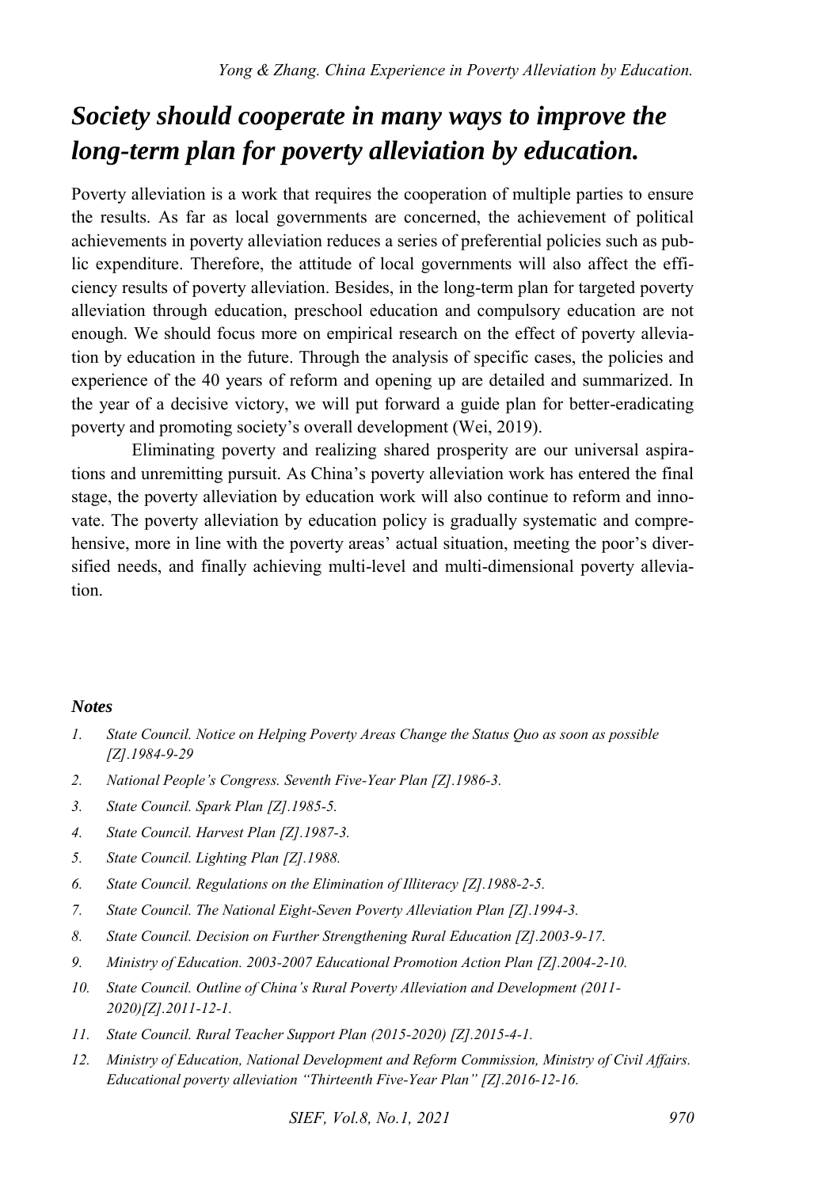## *Society should cooperate in many ways to improve the long-term plan for poverty alleviation by education.*

Poverty alleviation is a work that requires the cooperation of multiple parties to ensure the results. As far as local governments are concerned, the achievement of political achievements in poverty alleviation reduces a series of preferential policies such as public expenditure. Therefore, the attitude of local governments will also affect the efficiency results of poverty alleviation. Besides, in the long-term plan for targeted poverty alleviation through education, preschool education and compulsory education are not enough. We should focus more on empirical research on the effect of poverty alleviation by education in the future. Through the analysis of specific cases, the policies and experience of the 40 years of reform and opening up are detailed and summarized. In the year of a decisive victory, we will put forward a guide plan for better-eradicating poverty and promoting society's overall development (Wei, 2019).

Eliminating poverty and realizing shared prosperity are our universal aspirations and unremitting pursuit. As China's poverty alleviation work has entered the final stage, the poverty alleviation by education work will also continue to reform and innovate. The poverty alleviation by education policy is gradually systematic and comprehensive, more in line with the poverty areas' actual situation, meeting the poor's diversified needs, and finally achieving multi-level and multi-dimensional poverty alleviation.

### *Notes*

1. *State Council. Notice on Helping Poverty Areas Change the Status Quo as soon as possible [Z].1984-9-29*
2. *National People's Congress. Seventh Five-Year Plan [Z].1986-3.*
3. *State Council. Spark Plan [Z].1985-5.*
4. *State Council. Harvest Plan [Z].1987-3.*
5. *State Council. Lighting Plan [Z].1988.*
6. *State Council. Regulations on the Elimination of Illiteracy [Z].1988-2-5.*
7. *State Council. The National Eight-Seven Poverty Alleviation Plan [Z].1994-3.*
8. *State Council. Decision on Further Strengthening Rural Education [Z].2003-9-17.*
9. *Ministry of Education. 2003-2007 Educational Promotion Action Plan [Z].2004-2-10.*
10. *State Council. Outline of China's Rural Poverty Alleviation and Development (2011-2020)[Z].2011-12-1.*
11. *State Council. Rural Teacher Support Plan (2015-2020) [Z].2015-4-1.*
12. *Ministry of Education, National Development and Reform Commission, Ministry of Civil Affairs. Educational poverty alleviation "Thirteenth Five-Year Plan" [Z].2016-12-16.*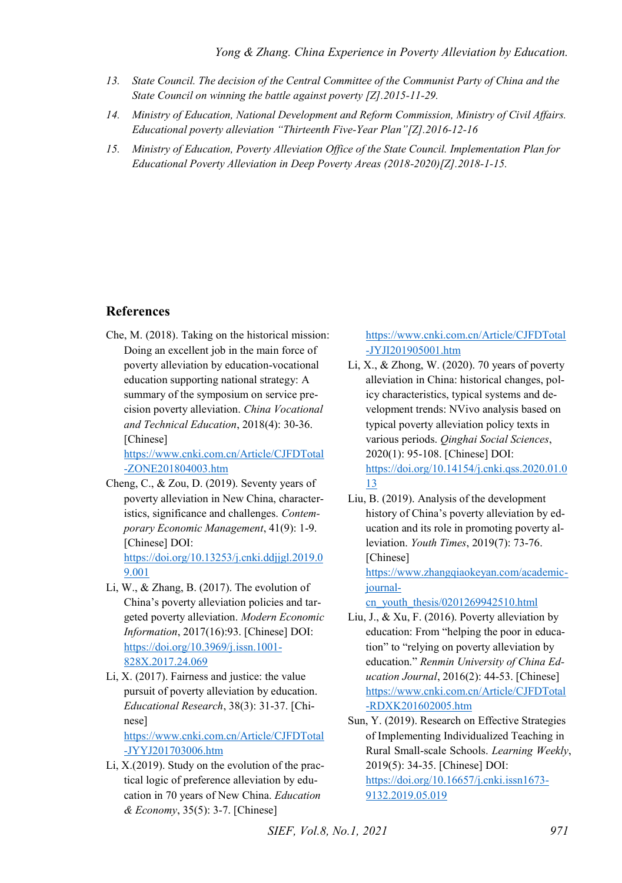13. *State Council. The decision of the Central Committee of the Communist Party of China and the State Council on winning the battle against poverty [Z].2015-11-29.*
14. *Ministry of Education, National Development and Reform Commission, Ministry of Civil Affairs. Educational poverty alleviation "Thirteenth Five-Year Plan"[Z].2016-12-16*
15. *Ministry of Education, Poverty Alleviation Office of the State Council. Implementation Plan for Educational Poverty Alleviation in Deep Poverty Areas (2018-2020)[Z].2018-1-15.*

## References

Che, M. (2018). Taking on the historical mission: Doing an excellent job in the main force of poverty alleviation by education-vocational education supporting national strategy: A summary of the symposium on service precision poverty alleviation. *China Vocational and Technical Education*, 2018(4): 30-36. [Chinese] https://www.cnki.com.cn/Article/CJFDTotal-ZONE201804003.htm

Cheng, C., & Zou, D. (2019). Seventy years of poverty alleviation in New China, characteristics, significance and challenges. *Contemporary Economic Management*, 41(9): 1-9. [Chinese] DOI: https://doi.org/10.13253/j.cnki.ddjjgl.2019.09.001

Li, W., & Zhang, B. (2017). The evolution of China's poverty alleviation policies and targeted poverty alleviation. *Modern Economic Information*, 2017(16):93. [Chinese] DOI: https://doi.org/10.3969/j.issn.1001-828X.2017.24.069

Li, X. (2017). Fairness and justice: the value pursuit of poverty alleviation by education. *Educational Research*, 38(3): 31-37. [Chinese] https://www.cnki.com.cn/Article/CJFDTotal-JYYJ201703006.htm

Li, X.(2019). Study on the evolution of the practical logic of preference alleviation by education in 70 years of New China. *Education & Economy*, 35(5): 3-7. [Chinese] https://www.cnki.com.cn/Article/CJFDTotal-JYJI201905001.htm

Li, X., & Zhong, W. (2020). 70 years of poverty alleviation in China: historical changes, policy characteristics, typical systems and development trends: NVivo analysis based on typical poverty alleviation policy texts in various periods. *Qinghai Social Sciences*, 2020(1): 95-108. [Chinese] DOI: https://doi.org/10.14154/j.cnki.qss.2020.01.013

Liu, B. (2019). Analysis of the development history of China's poverty alleviation by education and its role in promoting poverty alleviation. *Youth Times*, 2019(7): 73-76. [Chinese] https://www.zhangqiaokeyan.com/academic-journal-cn_youth_thesis/0201269942510.html

Liu, J., & Xu, F. (2016). Poverty alleviation by education: From "helping the poor in education" to "relying on poverty alleviation by education." *Renmin University of China Education Journal*, 2016(2): 44-53. [Chinese] https://www.cnki.com.cn/Article/CJFDTotal-RDXK201602005.htm

Sun, Y. (2019). Research on Effective Strategies of Implementing Individualized Teaching in Rural Small-scale Schools. *Learning Weekly*, 2019(5): 34-35. [Chinese] DOI: https://doi.org/10.16657/j.cnki.issn1673-9132.2019.05.019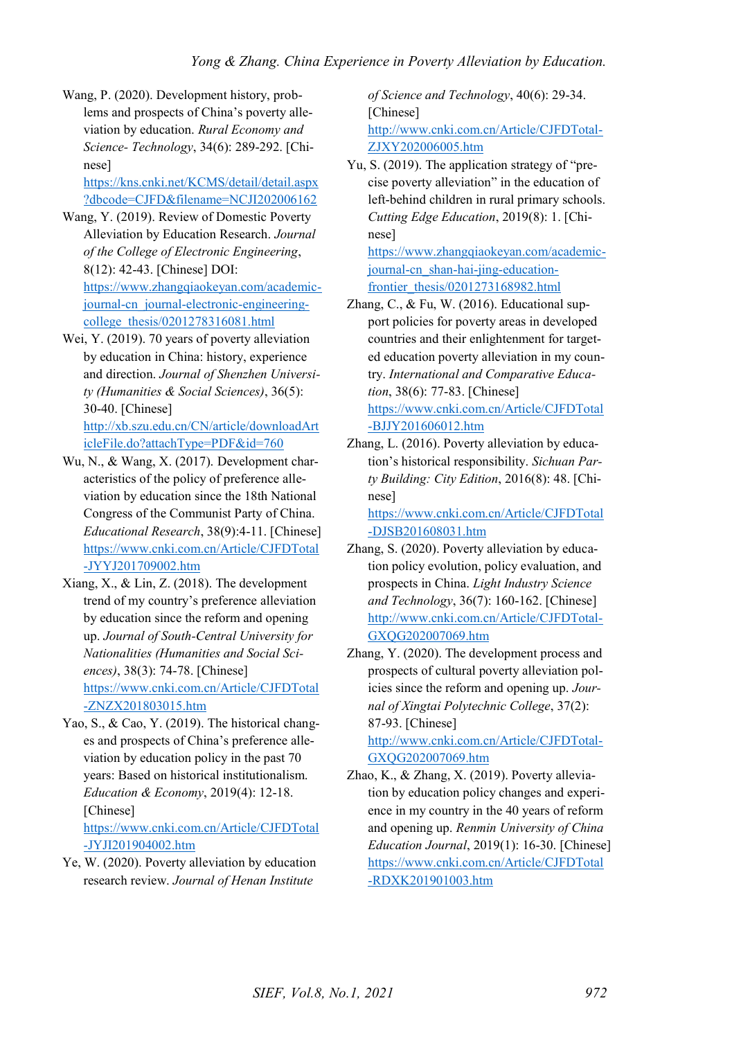Wang, P. (2020). Development history, problems and prospects of China's poverty alleviation by education. *Rural Economy and Science- Technology*, 34(6): 289-292. [Chinese] https://kns.cnki.net/KCMS/detail/detail.aspx?dbcode=CJFD&filename=NCJI202006162

Wang, Y. (2019). Review of Domestic Poverty Alleviation by Education Research. *Journal of the College of Electronic Engineering*, 8(12): 42-43. [Chinese] DOI: https://www.zhangqiaokeyan.com/academic-journal-cn_journal-electronic-engineering-college_thesis/0201278316081.html

Wei, Y. (2019). 70 years of poverty alleviation by education in China: history, experience and direction. *Journal of Shenzhen University (Humanities & Social Sciences)*, 36(5): 30-40. [Chinese] http://xb.szu.edu.cn/CN/article/downloadArticleFile.do?attachType=PDF&id=760

Wu, N., & Wang, X. (2017). Development characteristics of the policy of preference alleviation by education since the 18th National Congress of the Communist Party of China. *Educational Research*, 38(9):4-11. [Chinese] https://www.cnki.com.cn/Article/CJFDTotal-JYYJ201709002.htm

Xiang, X., & Lin, Z. (2018). The development trend of my country's preference alleviation by education since the reform and opening up. *Journal of South-Central University for Nationalities (Humanities and Social Sciences)*, 38(3): 74-78. [Chinese] https://www.cnki.com.cn/Article/CJFDTotal-ZNZX201803015.htm

Yao, S., & Cao, Y. (2019). The historical changes and prospects of China's preference alleviation by education policy in the past 70 years: Based on historical institutionalism. *Education & Economy*, 2019(4): 12-18. [Chinese] https://www.cnki.com.cn/Article/CJFDTotal-JYJI201904002.htm

Ye, W. (2020). Poverty alleviation by education research review. *Journal of Henan Institute of Science and Technology*, 40(6): 29-34. [Chinese] http://www.cnki.com.cn/Article/CJFDTotal-ZJXY202006005.htm

Yu, S. (2019). The application strategy of "precise poverty alleviation" in the education of left-behind children in rural primary schools. *Cutting Edge Education*, 2019(8): 1. [Chinese] https://www.zhangqiaokeyan.com/academic-journal-cn_shan-hai-jing-education-frontier_thesis/0201273168982.html

Zhang, C., & Fu, W. (2016). Educational support policies for poverty areas in developed countries and their enlightenment for targeted education poverty alleviation in my country. *International and Comparative Education*, 38(6): 77-83. [Chinese] https://www.cnki.com.cn/Article/CJFDTotal-BJJY201606012.htm

Zhang, L. (2016). Poverty alleviation by education's historical responsibility. *Sichuan Party Building: City Edition*, 2016(8): 48. [Chinese] https://www.cnki.com.cn/Article/CJFDTotal-DJSB201608031.htm

Zhang, S. (2020). Poverty alleviation by education policy evolution, policy evaluation, and prospects in China. *Light Industry Science and Technology*, 36(7): 160-162. [Chinese] http://www.cnki.com.cn/Article/CJFDTotal-GXQG202007069.htm

Zhang, Y. (2020). The development process and prospects of cultural poverty alleviation policies since the reform and opening up. *Journal of Xingtai Polytechnic College*, 37(2): 87-93. [Chinese] http://www.cnki.com.cn/Article/CJFDTotal-GXQG202007069.htm

Zhao, K., & Zhang, X. (2019). Poverty alleviation by education policy changes and experience in my country in the 40 years of reform and opening up. *Renmin University of China Education Journal*, 2019(1): 16-30. [Chinese] https://www.cnki.com.cn/Article/CJFDTotal-RDXK201901003.htm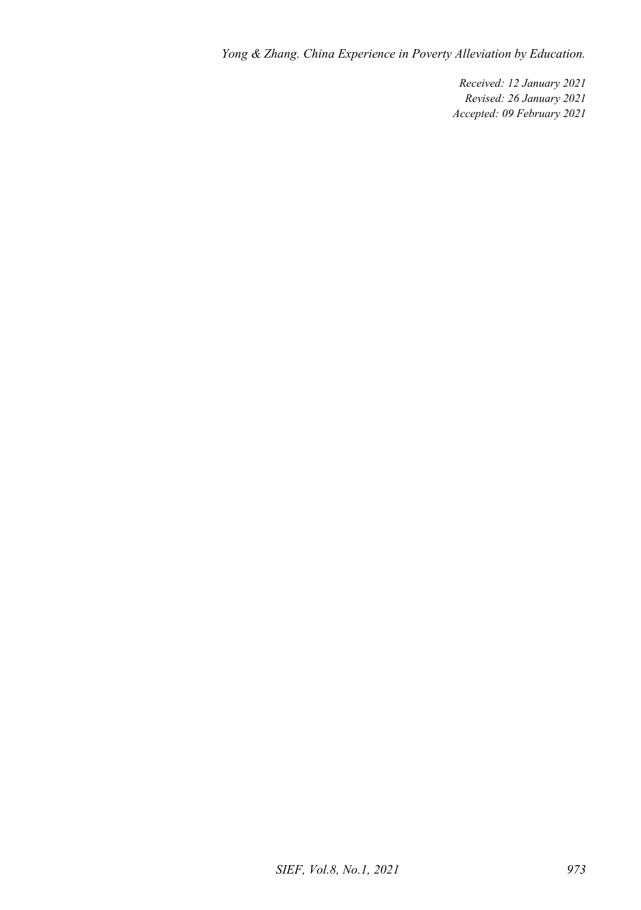*Received: 12 January 2021*
*Revised: 26 January 2021*
*Accepted: 09 February 2021*